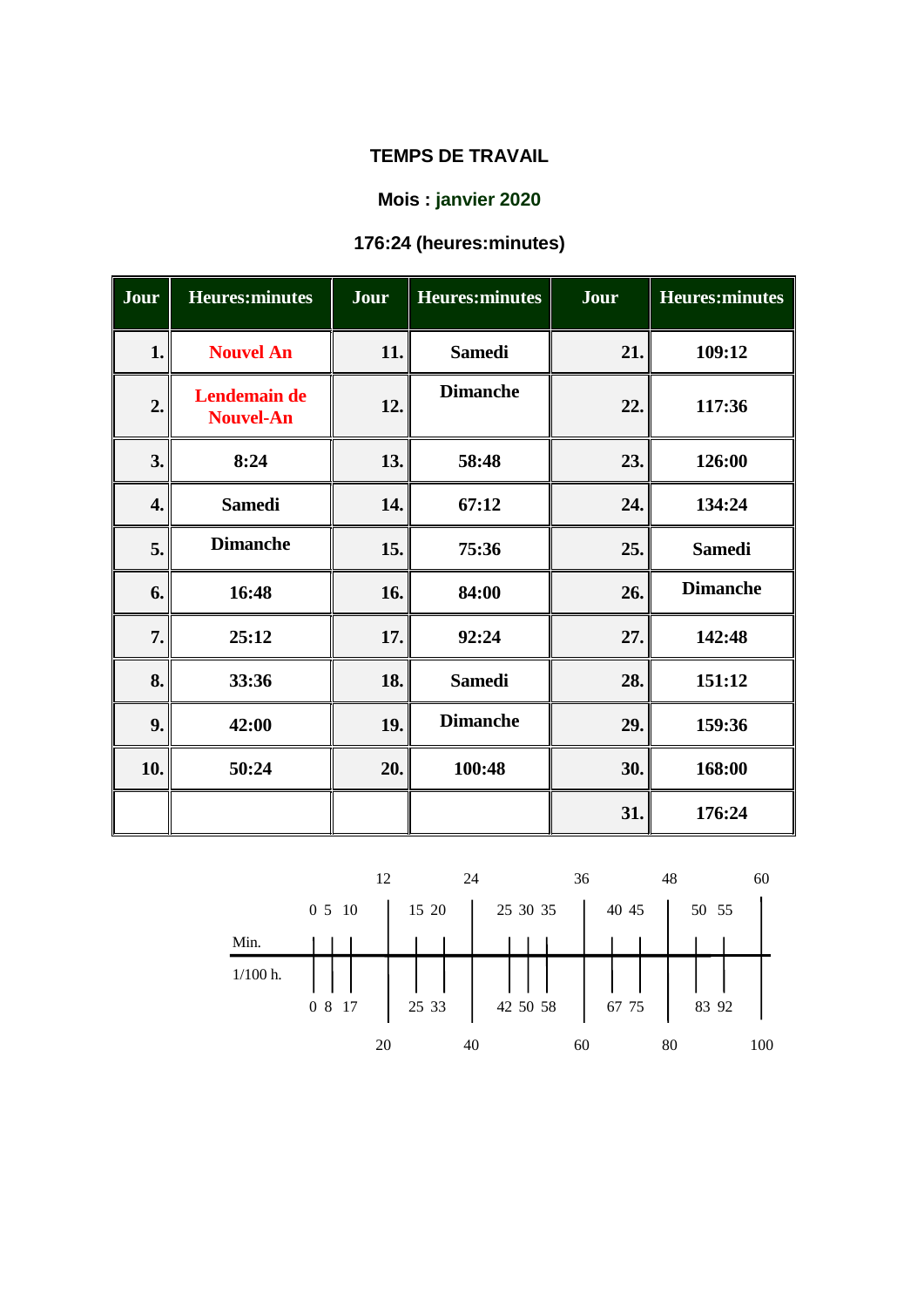**TEMPS DE TRAVAIL**

**Mois : janvier 2020**

**176:24 (heures:minutes)**

| Jour | Heures:minutes | Jour | Heures:minutes | Jour | Heures:minutes |
|---|---|---|---|---|---|
| 1. | Nouvel An | 11. | Samedi | 21. | 109:12 |
| 2. | Lendemain de Nouvel-An | 12. | Dimanche | 22. | 117:36 |
| 3. | 8:24 | 13. | 58:48 | 23. | 126:00 |
| 4. | Samedi | 14. | 67:12 | 24. | 134:24 |
| 5. | Dimanche | 15. | 75:36 | 25. | Samedi |
| 6. | 16:48 | 16. | 84:00 | 26. | Dimanche |
| 7. | 25:12 | 17. | 92:24 | 27. | 142:48 |
| 8. | 33:36 | 18. | Samedi | 28. | 151:12 |
| 9. | 42:00 | 19. | Dimanche | 29. | 159:36 |
| 10. | 50:24 | 20. | 100:48 | 30. | 168:00 |
| | | | | 31. | 176:24 |

| Min. | 0 | 5 | 10 | 12 | 15 | 20 | 24 | 25 | 30 | 35 | 36 | 40 | 45 | 48 | 50 | 55 | 60 |
|---|---|---|---|---|---|---|---|---|---|---|---|---|---|---|---|---|---|
| 1/100 h. | 0 | 8 | 17 | 20 | 25 | 33 | 40 | 42 | 50 | 58 | 60 | 67 | 75 | 80 | 83 | 92 | 100 |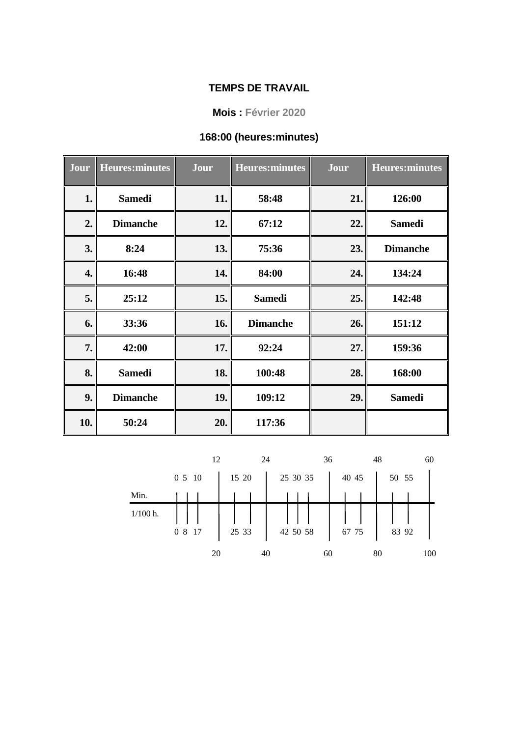**TEMPS DE TRAVAIL**

**Mois : Février 2020**

**168:00 (heures:minutes)**

| Jour | Heures:minutes | Jour | Heures:minutes | Jour | Heures:minutes |
|---|---|---|---|---|---|
| 1. | Samedi | 11. | 58:48 | 21. | 126:00 |
| 2. | Dimanche | 12. | 67:12 | 22. | Samedi |
| 3. | 8:24 | 13. | 75:36 | 23. | Dimanche |
| 4. | 16:48 | 14. | 84:00 | 24. | 134:24 |
| 5. | 25:12 | 15. | Samedi | 25. | 142:48 |
| 6. | 33:36 | 16. | Dimanche | 26. | 151:12 |
| 7. | 42:00 | 17. | 92:24 | 27. | 159:36 |
| 8. | Samedi | 18. | 100:48 | 28. | 168:00 |
| 9. | Dimanche | 19. | 109:12 | 29. | Samedi |
| 10. | 50:24 | 20. | 117:36 | | |

| Min. | 0 | 5 | 10 | 12 | 15 | 20 | 24 | 25 | 30 | 35 | 36 | 40 | 45 | 48 | 50 | 55 | 60 |
|---|---|---|---|---|---|---|---|---|---|---|---|---|---|---|---|---|---|
| 1/100 h. | 0 | 8 | 17 | 20 | 25 | 33 | 40 | 42 | 50 | 58 | 60 | 67 | 75 | 80 | 83 | 92 | 100 |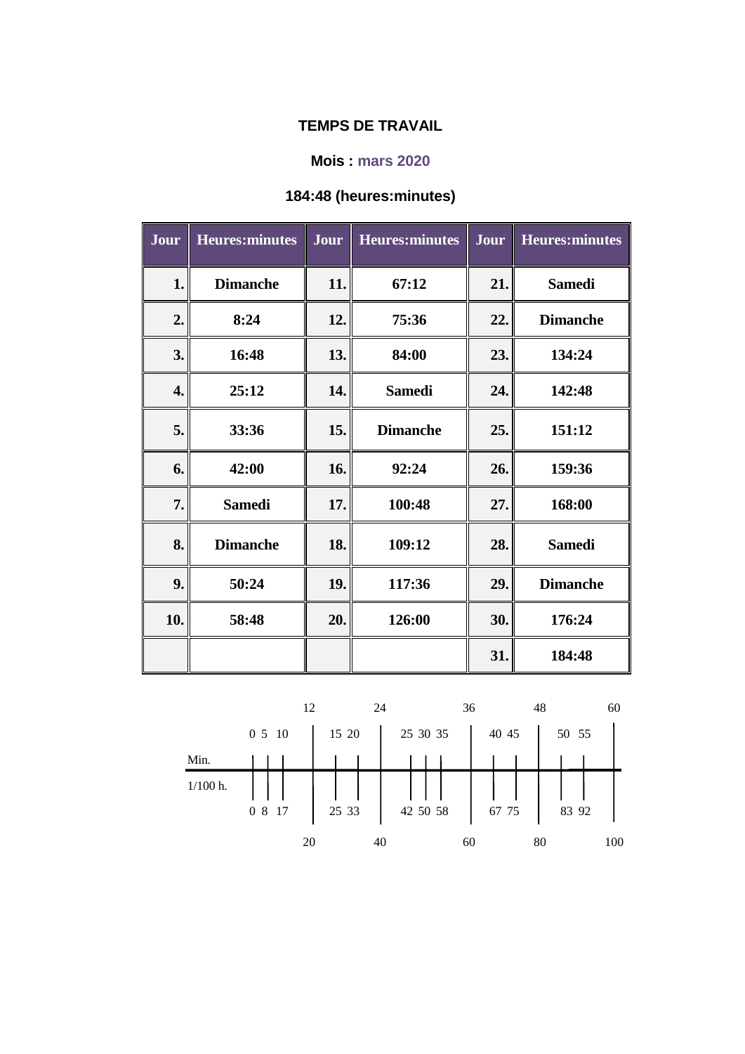**TEMPS DE TRAVAIL**

**Mois : mars 2020**

**184:48 (heures:minutes)**

| Jour | Heures:minutes | Jour | Heures:minutes | Jour | Heures:minutes |
|---|---|---|---|---|---|
| **1.** | **Dimanche** | **11.** | **67:12** | **21.** | **Samedi** |
| **2.** | **8:24** | **12.** | **75:36** | **22.** | **Dimanche** |
| **3.** | **16:48** | **13.** | **84:00** | **23.** | **134:24** |
| **4.** | **25:12** | **14.** | **Samedi** | **24.** | **142:48** |
| **5.** | **33:36** | **15.** | **Dimanche** | **25.** | **151:12** |
| **6.** | **42:00** | **16.** | **92:24** | **26.** | **159:36** |
| **7.** | **Samedi** | **17.** | **100:48** | **27.** | **168:00** |
| **8.** | **Dimanche** | **18.** | **109:12** | **28.** | **Samedi** |
| **9.** | **50:24** | **19.** | **117:36** | **29.** | **Dimanche** |
| **10.** | **58:48** | **20.** | **126:00** | **30.** | **176:24** |
| | | | | **31.** | **184:48** |

| Min. | 0 | 5 | 10 | 12 | 15 | 20 | 24 | 25 | 30 | 35 | 36 | 40 | 45 | 48 | 50 | 55 | 60 |
|---|---|---|---|---|---|---|---|---|---|---|---|---|---|---|---|---|---|
| 1/100 h. | 0 | 8 | 17 | 20 | 25 | 33 | 40 | 42 | 50 | 58 | 60 | 67 | 75 | 80 | 83 | 92 | 100 |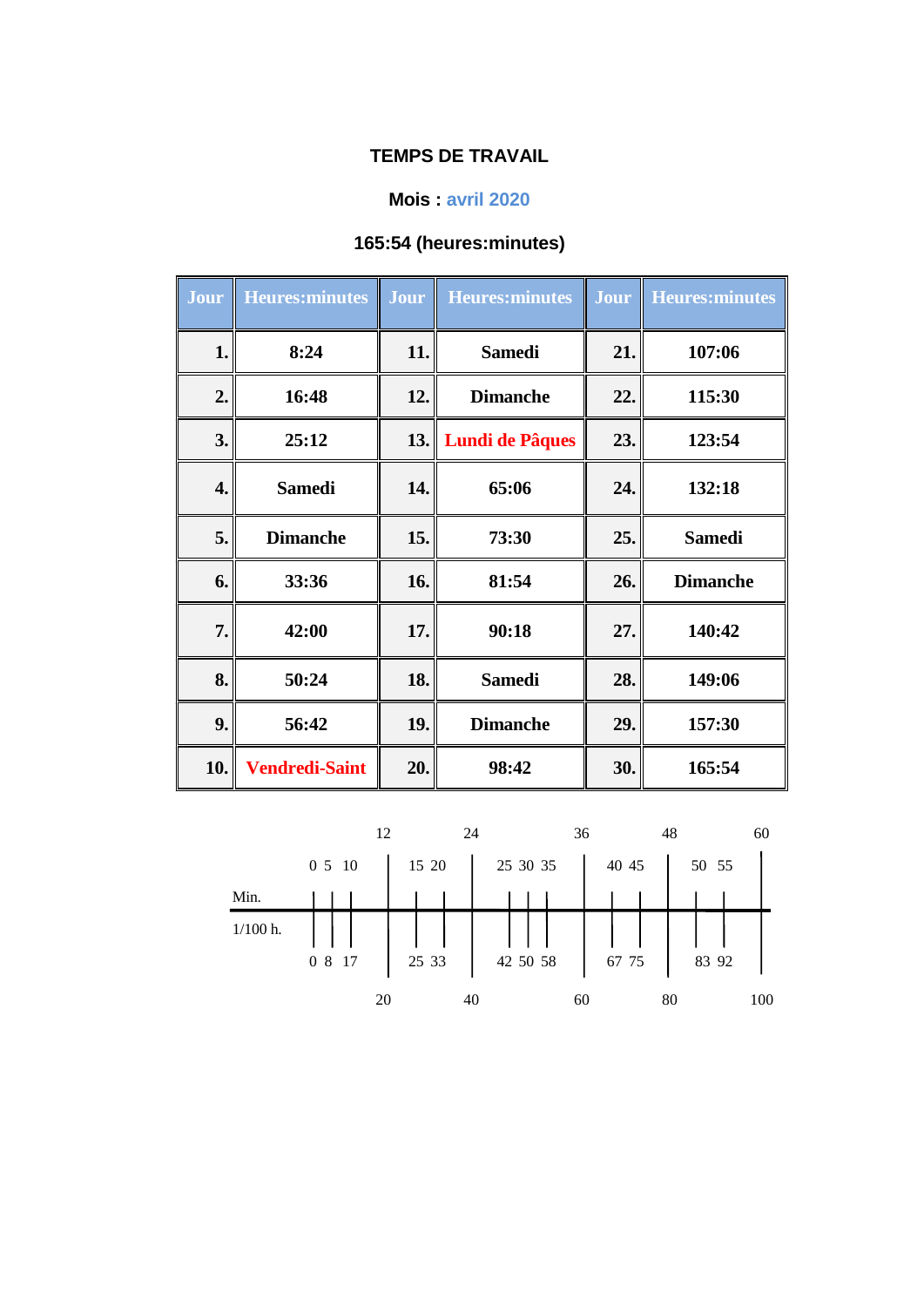# TEMPS DE TRAVAIL

**Mois : avril 2020**

**165:54 (heures:minutes)**

| Jour | Heures:minutes | Jour | Heures:minutes | Jour | Heures:minutes |
|---|---|---|---|---|---|
| 1. | 8:24 | 11. | Samedi | 21. | 107:06 |
| 2. | 16:48 | 12. | Dimanche | 22. | 115:30 |
| 3. | 25:12 | 13. | Lundi de Pâques | 23. | 123:54 |
| 4. | Samedi | 14. | 65:06 | 24. | 132:18 |
| 5. | Dimanche | 15. | 73:30 | 25. | Samedi |
| 6. | 33:36 | 16. | 81:54 | 26. | Dimanche |
| 7. | 42:00 | 17. | 90:18 | 27. | 140:42 |
| 8. | 50:24 | 18. | Samedi | 28. | 149:06 |
| 9. | 56:42 | 19. | Dimanche | 29. | 157:30 |
| 10. | Vendredi-Saint | 20. | 98:42 | 30. | 165:54 |

| Min. | 0 | 5 | 10 | 12 | 15 | 20 | 24 | 25 | 30 | 35 | 36 | 40 | 45 | 48 | 50 | 55 | 60 |
|---|---|---|---|---|---|---|---|---|---|---|---|---|---|---|---|---|---|
| 1/100 h. | 0 | 8 | 17 | 20 | 25 | 33 | 40 | 42 | 50 | 58 | 60 | 67 | 75 | 80 | 83 | 92 | 100 |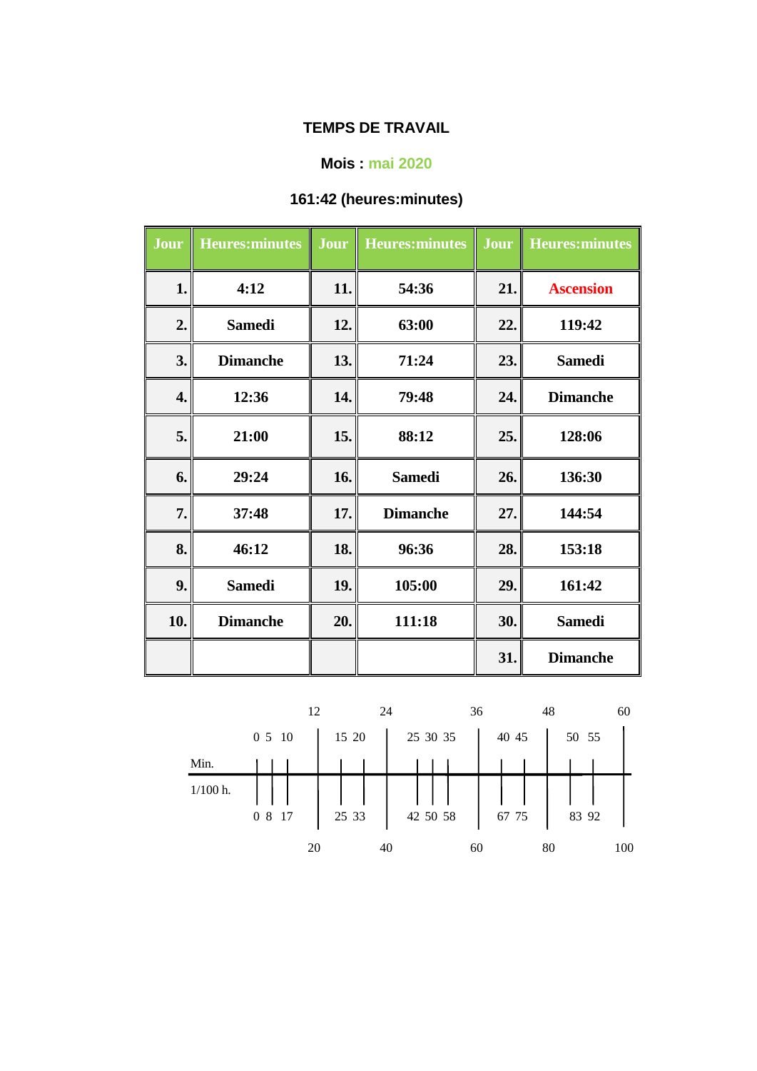**TEMPS DE TRAVAIL**

**Mois : mai 2020**

**161:42 (heures:minutes)**

| Jour | Heures:minutes | Jour | Heures:minutes | Jour | Heures:minutes |
|---|---|---|---|---|---|
| 1. | 4:12 | 11. | 54:36 | 21. | Ascension |
| 2. | Samedi | 12. | 63:00 | 22. | 119:42 |
| 3. | Dimanche | 13. | 71:24 | 23. | Samedi |
| 4. | 12:36 | 14. | 79:48 | 24. | Dimanche |
| 5. | 21:00 | 15. | 88:12 | 25. | 128:06 |
| 6. | 29:24 | 16. | Samedi | 26. | 136:30 |
| 7. | 37:48 | 17. | Dimanche | 27. | 144:54 |
| 8. | 46:12 | 18. | 96:36 | 28. | 153:18 |
| 9. | Samedi | 19. | 105:00 | 29. | 161:42 |
| 10. | Dimanche | 20. | 111:18 | 30. | Samedi |
| | | | | 31. | Dimanche |

| Min. | 0 | 5 | 10 | 12 | 15 | 20 | 24 | 25 | 30 | 35 | 36 | 40 | 45 | 48 | 50 | 55 | 60 |
|---|---|---|---|---|---|---|---|---|---|---|---|---|---|---|---|---|---|
| 1/100 h. | 0 | 8 | 17 | 20 | 25 | 33 | 40 | 42 | 50 | 58 | 60 | 67 | 75 | 80 | 83 | 92 | 100 |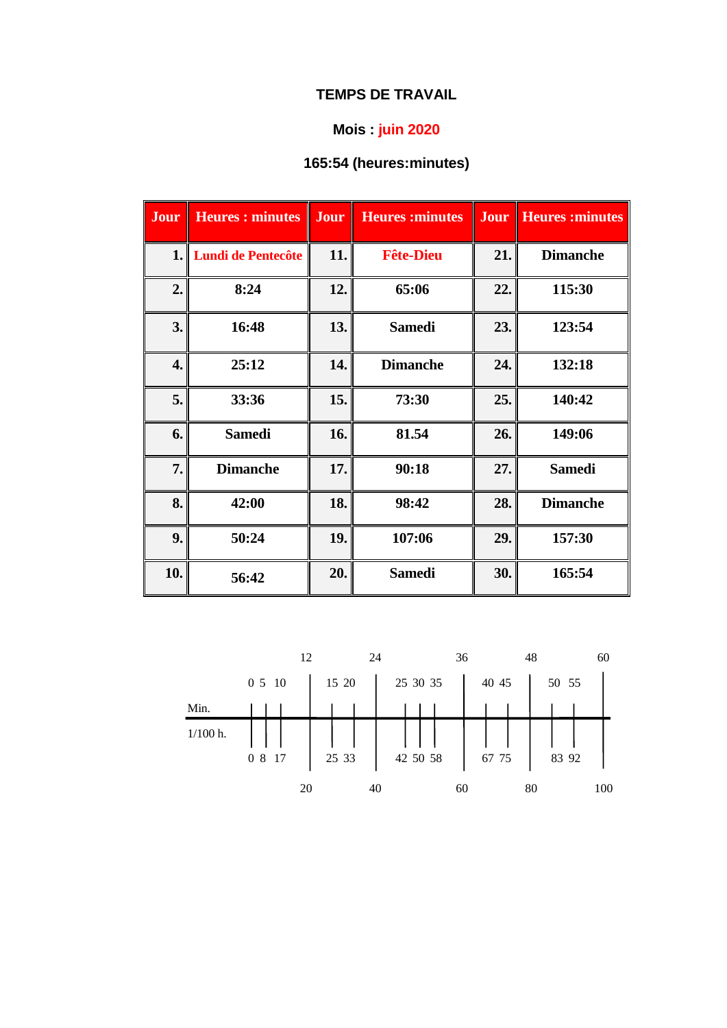**TEMPS DE TRAVAIL**

**Mois : juin 2020**

**165:54 (heures:minutes)**

| Jour | Heures : minutes | Jour | Heures :minutes | Jour | Heures :minutes |
|---|---|---|---|---|---|
| 1. | Lundi de Pentecôte | 11. | Fête-Dieu | 21. | Dimanche |
| 2. | 8:24 | 12. | 65:06 | 22. | 115:30 |
| 3. | 16:48 | 13. | Samedi | 23. | 123:54 |
| 4. | 25:12 | 14. | Dimanche | 24. | 132:18 |
| 5. | 33:36 | 15. | 73:30 | 25. | 140:42 |
| 6. | Samedi | 16. | 81.54 | 26. | 149:06 |
| 7. | Dimanche | 17. | 90:18 | 27. | Samedi |
| 8. | 42:00 | 18. | 98:42 | 28. | Dimanche |
| 9. | 50:24 | 19. | 107:06 | 29. | 157:30 |
| 10. | 56:42 | 20. | Samedi | 30. | 165:54 |

| Min. | 0 | 5 | 10 | 12 | 15 | 20 | 24 | 25 | 30 | 35 | 36 | 40 | 45 | 48 | 50 | 55 | 60 |
|---|---|---|---|---|---|---|---|---|---|---|---|---|---|---|---|---|---|
| 1/100 h. | 0 | 8 | 17 | 20 | 25 | 33 | 40 | 42 | 50 | 58 | 60 | 67 | 75 | 80 | 83 | 92 | 100 |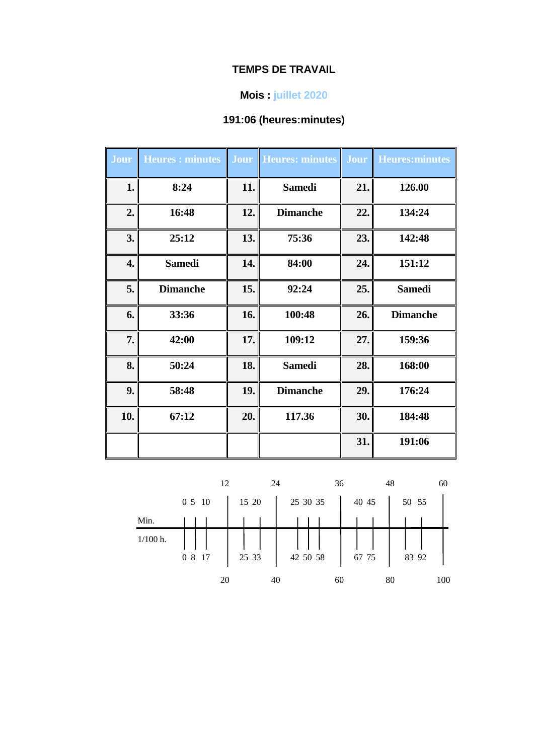**TEMPS DE TRAVAIL**

**Mois : juillet 2020**

**191:06 (heures:minutes)**

| Jour | Heures : minutes | Jour | Heures: minutes | Jour | Heures:minutes |
|---|---|---|---|---|---|
| 1. | 8:24 | 11. | Samedi | 21. | 126.00 |
| 2. | 16:48 | 12. | Dimanche | 22. | 134:24 |
| 3. | 25:12 | 13. | 75:36 | 23. | 142:48 |
| 4. | Samedi | 14. | 84:00 | 24. | 151:12 |
| 5. | Dimanche | 15. | 92:24 | 25. | Samedi |
| 6. | 33:36 | 16. | 100:48 | 26. | Dimanche |
| 7. | 42:00 | 17. | 109:12 | 27. | 159:36 |
| 8. | 50:24 | 18. | Samedi | 28. | 168:00 |
| 9. | 58:48 | 19. | Dimanche | 29. | 176:24 |
| 10. | 67:12 | 20. | 117.36 | 30. | 184:48 |
| | | | | 31. | 191:06 |

| Min. | 0 | 5 | 10 | 12 | 15 | 20 | 24 | 25 | 30 | 35 | 36 | 40 | 45 | 48 | 50 | 55 | 60 |
|---|---|---|---|---|---|---|---|---|---|---|---|---|---|---|---|---|---|
| 1/100 h. | 0 | 8 | 17 | 20 | 25 | 33 | 40 | 42 | 50 | 58 | 60 | 67 | 75 | 80 | 83 | 92 | 100 |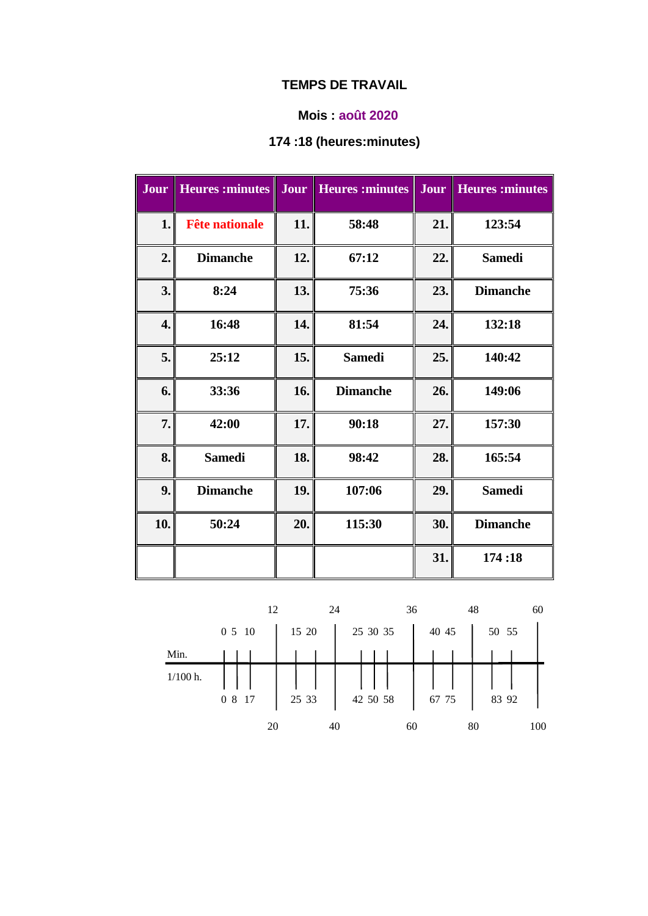# TEMPS DE TRAVAIL

## Mois : août 2020

## 174 :18 (heures:minutes)

| Jour | Heures :minutes | Jour | Heures :minutes | Jour | Heures :minutes |
|---|---|---|---|---|---|
| 1. | Fête nationale | 11. | 58:48 | 21. | 123:54 |
| 2. | Dimanche | 12. | 67:12 | 22. | Samedi |
| 3. | 8:24 | 13. | 75:36 | 23. | Dimanche |
| 4. | 16:48 | 14. | 81:54 | 24. | 132:18 |
| 5. | 25:12 | 15. | Samedi | 25. | 140:42 |
| 6. | 33:36 | 16. | Dimanche | 26. | 149:06 |
| 7. | 42:00 | 17. | 90:18 | 27. | 157:30 |
| 8. | Samedi | 18. | 98:42 | 28. | 165:54 |
| 9. | Dimanche | 19. | 107:06 | 29. | Samedi |
| 10. | 50:24 | 20. | 115:30 | 30. | Dimanche |
| | | | | 31. | 174 :18 |

| | | | | | | | | | | | | | | | | | |
|---|---|---|---|---|---|---|---|---|---|---|---|---|---|---|---|---|---|
| | | | | 12 | | | 24 | | | | 36 | | | 48 | | | 60 |
| Min. | 0 | 5 | 10 | | 15 | 20 | | 25 | 30 | 35 | | 40 | 45 | | 50 | 55 | |
| 1/100 h. | 0 | 8 | 17 | | 25 | 33 | | 42 | 50 | 58 | | 67 | 75 | | 83 | 92 | |
| | | | | 20 | | | 40 | | | | 60 | | | 80 | | | 100 |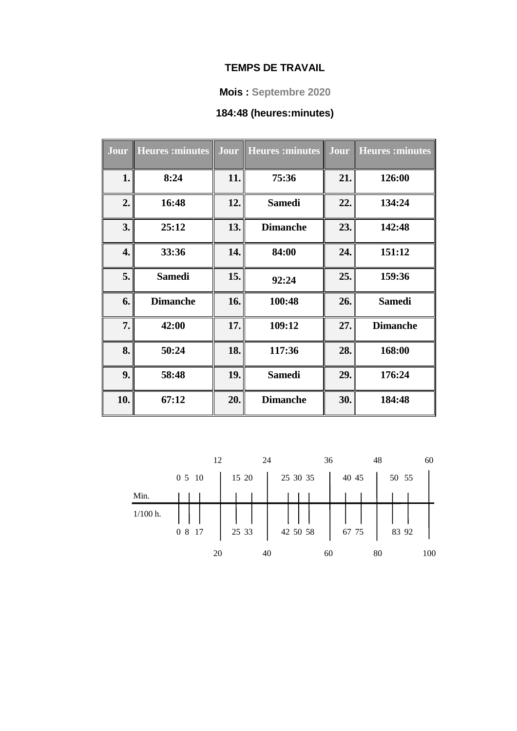**TEMPS DE TRAVAIL**

**Mois : Septembre 2020**

**184:48 (heures:minutes)**

| Jour | Heures :minutes | Jour | Heures :minutes | Jour | Heures :minutes |
|---|---|---|---|---|---|
| 1. | 8:24 | 11. | 75:36 | 21. | 126:00 |
| 2. | 16:48 | 12. | Samedi | 22. | 134:24 |
| 3. | 25:12 | 13. | Dimanche | 23. | 142:48 |
| 4. | 33:36 | 14. | 84:00 | 24. | 151:12 |
| 5. | Samedi | 15. | 92:24 | 25. | 159:36 |
| 6. | Dimanche | 16. | 100:48 | 26. | Samedi |
| 7. | 42:00 | 17. | 109:12 | 27. | Dimanche |
| 8. | 50:24 | 18. | 117:36 | 28. | 168:00 |
| 9. | 58:48 | 19. | Samedi | 29. | 176:24 |
| 10. | 67:12 | 20. | Dimanche | 30. | 184:48 |

| | | | | | | | | | | | | | | | | | |
|---|---|---|---|---|---|---|---|---|---|---|---|---|---|---|---|---|---|
| | | | | 12 | | | 24 | | | | 36 | | | 48 | | | 60 |
| Min. | 0 | 5 | 10 | | 15 | 20 | | 25 | 30 | 35 | | 40 | 45 | | 50 | 55 | |
| 1/100 h. | 0 | 8 | 17 | | 25 | 33 | | 42 | 50 | 58 | | 67 | 75 | | 83 | 92 | |
| | | | | 20 | | | 40 | | | | 60 | | | 80 | | | 100 |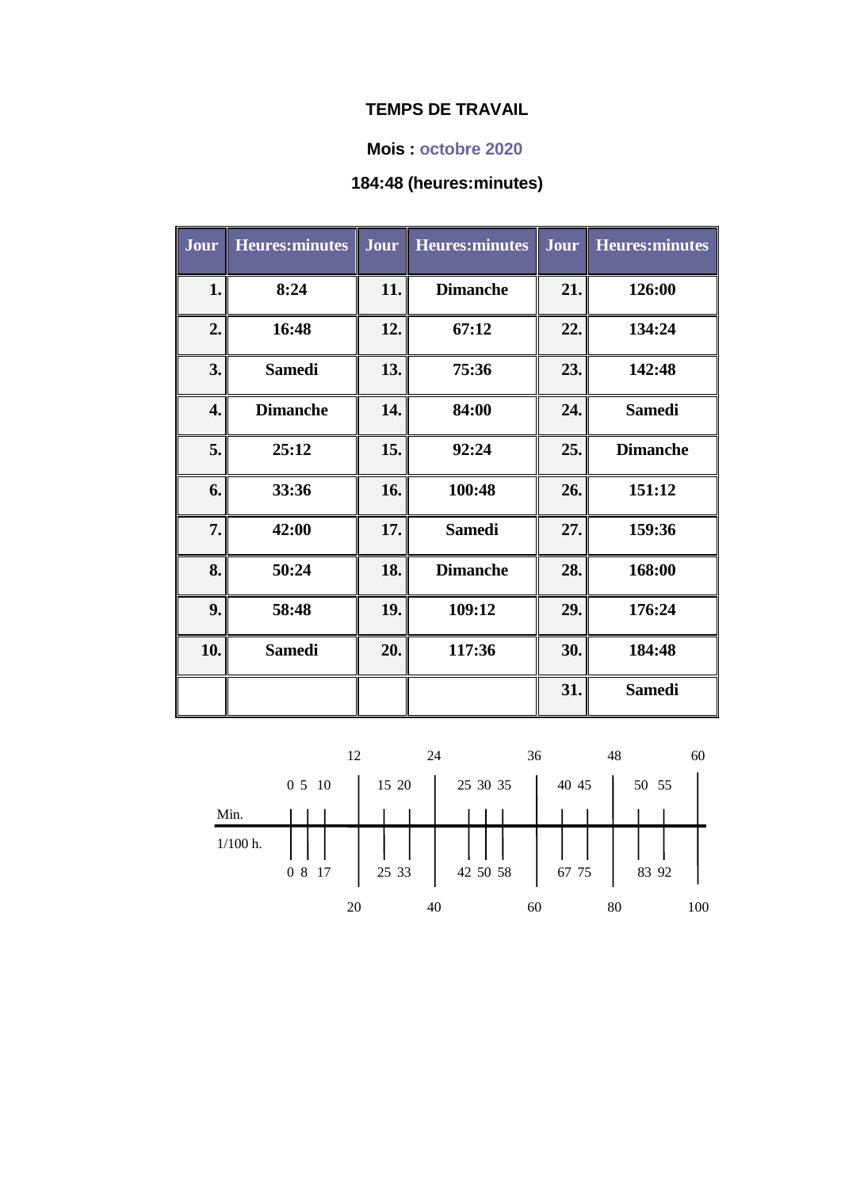# TEMPS DE TRAVAIL

## Mois : octobre 2020

## 184:48 (heures:minutes)

| Jour | Heures:minutes | Jour | Heures:minutes | Jour | Heures:minutes |
|---|---|---|---|---|---|
| 1. | 8:24 | 11. | Dimanche | 21. | 126:00 |
| 2. | 16:48 | 12. | 67:12 | 22. | 134:24 |
| 3. | Samedi | 13. | 75:36 | 23. | 142:48 |
| 4. | Dimanche | 14. | 84:00 | 24. | Samedi |
| 5. | 25:12 | 15. | 92:24 | 25. | Dimanche |
| 6. | 33:36 | 16. | 100:48 | 26. | 151:12 |
| 7. | 42:00 | 17. | Samedi | 27. | 159:36 |
| 8. | 50:24 | 18. | Dimanche | 28. | 168:00 |
| 9. | 58:48 | 19. | 109:12 | 29. | 176:24 |
| 10. | Samedi | 20. | 117:36 | 30. | 184:48 |
| | | | | 31. | Samedi |

| Min. | 0 | 5 | 10 | 12 | 15 | 20 | 24 | 25 | 30 | 35 | 36 | 40 | 45 | 48 | 50 | 55 | 60 |
|---|---|---|---|---|---|---|---|---|---|---|---|---|---|---|---|---|---|
| 1/100 h. | 0 | 8 | 17 | 20 | 25 | 33 | 40 | 42 | 50 | 58 | 60 | 67 | 75 | 80 | 83 | 92 | 100 |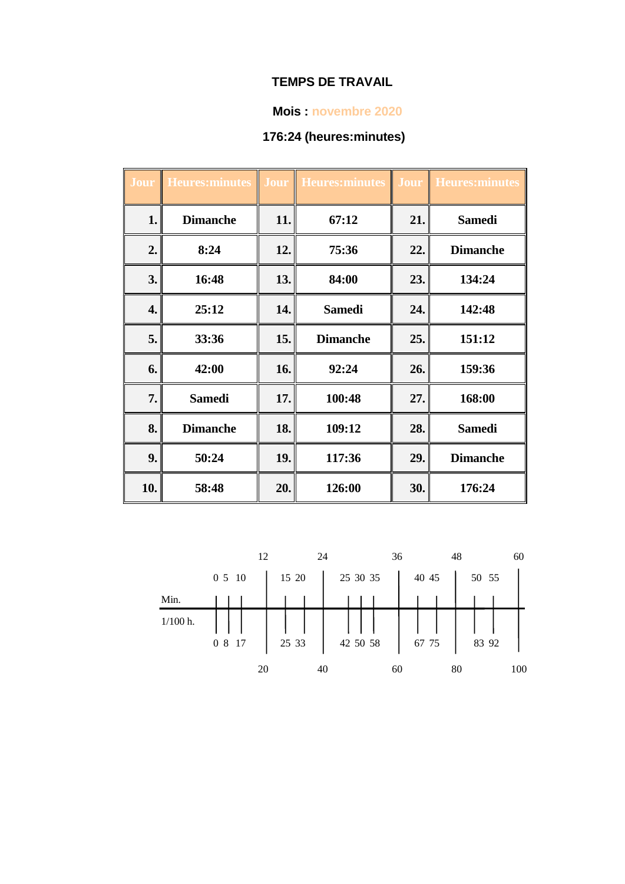## TEMPS DE TRAVAIL

### Mois : novembre 2020

### 176:24 (heures:minutes)

| Jour | Heures:minutes | Jour | Heures:minutes | Jour | Heures:minutes |
|---|---|---|---|---|---|
| 1. | Dimanche | 11. | 67:12 | 21. | Samedi |
| 2. | 8:24 | 12. | 75:36 | 22. | Dimanche |
| 3. | 16:48 | 13. | 84:00 | 23. | 134:24 |
| 4. | 25:12 | 14. | Samedi | 24. | 142:48 |
| 5. | 33:36 | 15. | Dimanche | 25. | 151:12 |
| 6. | 42:00 | 16. | 92:24 | 26. | 159:36 |
| 7. | Samedi | 17. | 100:48 | 27. | 168:00 |
| 8. | Dimanche | 18. | 109:12 | 28. | Samedi |
| 9. | 50:24 | 19. | 117:36 | 29. | Dimanche |
| 10. | 58:48 | 20. | 126:00 | 30. | 176:24 |

| Min. | 0 | 5 | 10 | 12 | 15 | 20 | 24 | 25 | 30 | 35 | 36 | 40 | 45 | 48 | 50 | 55 | 60 |
|---|---|---|---|---|---|---|---|---|---|---|---|---|---|---|---|---|---|
| 1/100 h. | 0 | 8 | 17 | 20 | 25 | 33 | 40 | 42 | 50 | 58 | 60 | 67 | 75 | 80 | 83 | 92 | 100 |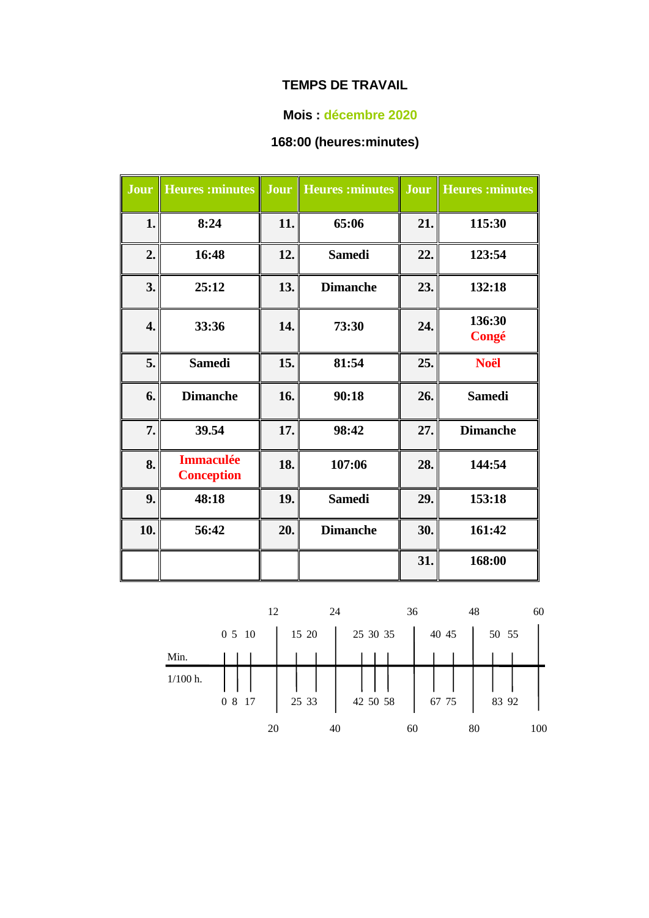**TEMPS DE TRAVAIL**

**Mois : décembre 2020**

**168:00 (heures:minutes)**

| Jour | Heures :minutes | Jour | Heures :minutes | Jour | Heures :minutes |
|---|---|---|---|---|---|
| 1. | 8:24 | 11. | 65:06 | 21. | 115:30 |
| 2. | 16:48 | 12. | Samedi | 22. | 123:54 |
| 3. | 25:12 | 13. | Dimanche | 23. | 132:18 |
| 4. | 33:36 | 14. | 73:30 | 24. | 136:30 Congé |
| 5. | Samedi | 15. | 81:54 | 25. | Noël |
| 6. | Dimanche | 16. | 90:18 | 26. | Samedi |
| 7. | 39.54 | 17. | 98:42 | 27. | Dimanche |
| 8. | Immaculée Conception | 18. | 107:06 | 28. | 144:54 |
| 9. | 48:18 | 19. | Samedi | 29. | 153:18 |
| 10. | 56:42 | 20. | Dimanche | 30. | 161:42 |
| | | | | 31. | 168:00 |

12 24 36 48 60

0 5 10 15 20 25 30 35 40 45 50 55

Min.

1/100 h.

0 8 17 25 33 42 50 58 67 75 83 92

20 40 60 80 100